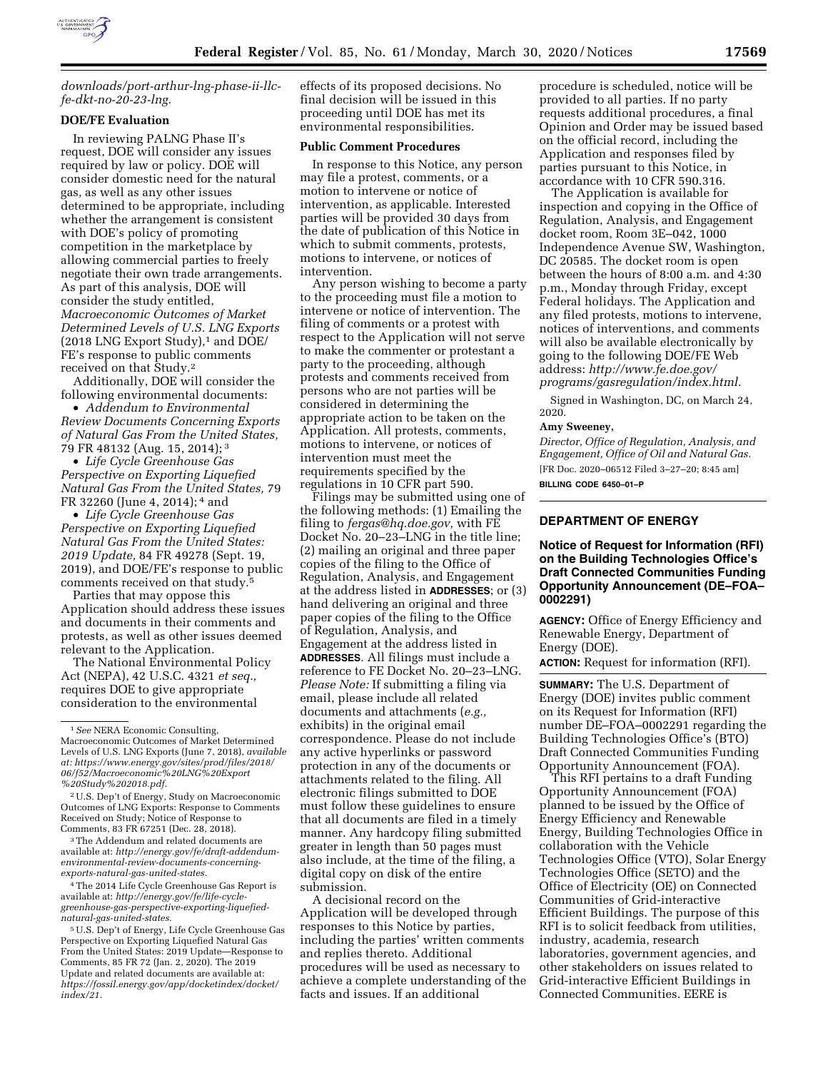*downloads/port-arthur-lng-phase-ii-llc-fe-dkt-no-20-23-lng.*

### DOE/FE Evaluation

In reviewing PALNG Phase II's request, DOE will consider any issues required by law or policy. DOE will consider domestic need for the natural gas, as well as any other issues determined to be appropriate, including whether the arrangement is consistent with DOE's policy of promoting competition in the marketplace by allowing commercial parties to freely negotiate their own trade arrangements. As part of this analysis, DOE will consider the study entitled, *Macroeconomic Outcomes of Market Determined Levels of U.S. LNG Exports* (2018 LNG Export Study),[1] and DOE/FE's response to public comments received on that Study.[2]

Additionally, DOE will consider the following environmental documents:

- *Addendum to Environmental Review Documents Concerning Exports of Natural Gas From the United States,* 79 FR 48132 (Aug. 15, 2014); [3]
- *Life Cycle Greenhouse Gas Perspective on Exporting Liquefied Natural Gas From the United States,* 79 FR 32260 (June 4, 2014); [4] and
- *Life Cycle Greenhouse Gas Perspective on Exporting Liquefied Natural Gas From the United States: 2019 Update,* 84 FR 49278 (Sept. 19, 2019), and DOE/FE's response to public comments received on that study.[5]

Parties that may oppose this Application should address these issues and documents in their comments and protests, as well as other issues deemed relevant to the Application.

The National Environmental Policy Act (NEPA), 42 U.S.C. 4321 *et seq.,* requires DOE to give appropriate consideration to the environmental effects of its proposed decisions. No final decision will be issued in this proceeding until DOE has met its environmental responsibilities.

### Public Comment Procedures

In response to this Notice, any person may file a protest, comments, or a motion to intervene or notice of intervention, as applicable. Interested parties will be provided 30 days from the date of publication of this Notice in which to submit comments, protests, motions to intervene, or notices of intervention.

Any person wishing to become a party to the proceeding must file a motion to intervene or notice of intervention. The filing of comments or a protest with respect to the Application will not serve to make the commenter or protestant a party to the proceeding, although protests and comments received from persons who are not parties will be considered in determining the appropriate action to be taken on the Application. All protests, comments, motions to intervene, or notices of intervention must meet the requirements specified by the regulations in 10 CFR part 590.

Filings may be submitted using one of the following methods: (1) Emailing the filing to *fergas@hq.doe.gov,* with FE Docket No. 20–23–LNG in the title line; (2) mailing an original and three paper copies of the filing to the Office of Regulation, Analysis, and Engagement at the address listed in **ADDRESSES**; or (3) hand delivering an original and three paper copies of the filing to the Office of Regulation, Analysis, and Engagement at the address listed in **ADDRESSES**. All filings must include a reference to FE Docket No. 20–23–LNG. *Please Note:* If submitting a filing via email, please include all related documents and attachments (*e.g.,* exhibits) in the original email correspondence. Please do not include any active hyperlinks or password protection in any of the documents or attachments related to the filing. All electronic filings submitted to DOE must follow these guidelines to ensure that all documents are filed in a timely manner. Any hardcopy filing submitted greater in length than 50 pages must also include, at the time of the filing, a digital copy on disk of the entire submission.

A decisional record on the Application will be developed through responses to this Notice by parties, including the parties' written comments and replies thereto. Additional procedures will be used as necessary to achieve a complete understanding of the facts and issues. If an additional procedure is scheduled, notice will be provided to all parties. If no party requests additional procedures, a final Opinion and Order may be issued based on the official record, including the Application and responses filed by parties pursuant to this Notice, in accordance with 10 CFR 590.316.

The Application is available for inspection and copying in the Office of Regulation, Analysis, and Engagement docket room, Room 3E–042, 1000 Independence Avenue SW, Washington, DC 20585. The docket room is open between the hours of 8:00 a.m. and 4:30 p.m., Monday through Friday, except Federal holidays. The Application and any filed protests, motions to intervene, notices of interventions, and comments will also be available electronically by going to the following DOE/FE Web address: *http://www.fe.doe.gov/programs/gasregulation/index.html.*

Signed in Washington, DC, on March 24, 2020.

**Amy Sweeney,**

*Director, Office of Regulation, Analysis, and Engagement, Office of Oil and Natural Gas.*

[FR Doc. 2020–06512 Filed 3–27–20; 8:45 am]

**BILLING CODE 6450–01–P**

---

[1] *See* NERA Economic Consulting, Macroeconomic Outcomes of Market Determined Levels of U.S. LNG Exports (June 7, 2018), *available at: https://www.energy.gov/sites/prod/files/2018/06/f52/Macroeconomic%20LNG%20Export%20Study%202018.pdf.*

[2] U.S. Dep't of Energy, Study on Macroeconomic Outcomes of LNG Exports: Response to Comments Received on Study; Notice of Response to Comments, 83 FR 67251 (Dec. 28, 2018).

[3] The Addendum and related documents are available at: *http://energy.gov/fe/draft-addendum-environmental-review-documents-concerning-exports-natural-gas-united-states.*

[4] The 2014 Life Cycle Greenhouse Gas Report is available at: *http://energy.gov/fe/life-cycle-greenhouse-gas-perspective-exporting-liquefied-natural-gas-united-states.*

[5] U.S. Dep't of Energy, Life Cycle Greenhouse Gas Perspective on Exporting Liquefied Natural Gas From the United States: 2019 Update—Response to Comments, 85 FR 72 (Jan. 2, 2020). The 2019 Update and related documents are available at: *https://fossil.energy.gov/app/docketindex/docket/index/21.*

---

## DEPARTMENT OF ENERGY

### Notice of Request for Information (RFI) on the Building Technologies Office's Draft Connected Communities Funding Opportunity Announcement (DE–FOA–0002291)

**AGENCY:** Office of Energy Efficiency and Renewable Energy, Department of Energy (DOE).

**ACTION:** Request for information (RFI).

**SUMMARY:** The U.S. Department of Energy (DOE) invites public comment on its Request for Information (RFI) number DE–FOA–0002291 regarding the Building Technologies Office's (BTO) Draft Connected Communities Funding Opportunity Announcement (FOA).

This RFI pertains to a draft Funding Opportunity Announcement (FOA) planned to be issued by the Office of Energy Efficiency and Renewable Energy, Building Technologies Office in collaboration with the Vehicle Technologies Office (VTO), Solar Energy Technologies Office (SETO) and the Office of Electricity (OE) on Connected Communities of Grid-interactive Efficient Buildings. The purpose of this RFI is to solicit feedback from utilities, industry, academia, research laboratories, government agencies, and other stakeholders on issues related to Grid-interactive Efficient Buildings in Connected Communities. EERE is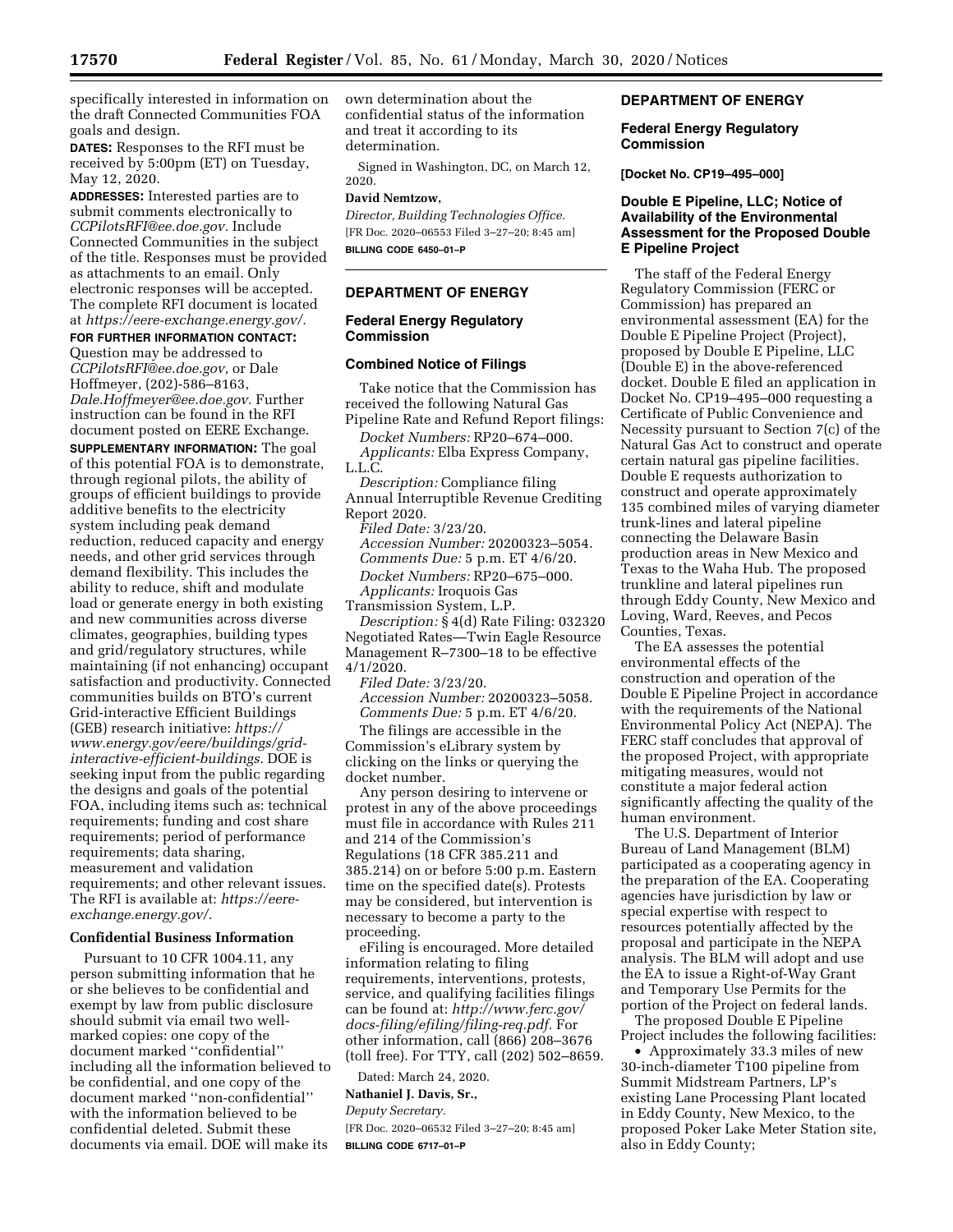specifically interested in information on the draft Connected Communities FOA goals and design.

**DATES:** Responses to the RFI must be received by 5:00pm (ET) on Tuesday, May 12, 2020.

**ADDRESSES:** Interested parties are to submit comments electronically to *CCPilotsRFI@ee.doe.gov.* Include Connected Communities in the subject of the title. Responses must be provided as attachments to an email. Only electronic responses will be accepted. The complete RFI document is located at *https://eere-exchange.energy.gov/.*

**FOR FURTHER INFORMATION CONTACT:** Question may be addressed to *CCPilotsRFI@ee.doe.gov,* or Dale Hoffmeyer, (202)-586–8163, *Dale.Hoffmeyer@ee.doe.gov.* Further instruction can be found in the RFI document posted on EERE Exchange.

**SUPPLEMENTARY INFORMATION:** The goal of this potential FOA is to demonstrate, through regional pilots, the ability of groups of efficient buildings to provide additive benefits to the electricity system including peak demand reduction, reduced capacity and energy needs, and other grid services through demand flexibility. This includes the ability to reduce, shift and modulate load or generate energy in both existing and new communities across diverse climates, geographies, building types and grid/regulatory structures, while maintaining (if not enhancing) occupant satisfaction and productivity. Connected communities builds on BTO's current Grid-interactive Efficient Buildings (GEB) research initiative: *https://www.energy.gov/eere/buildings/grid-interactive-efficient-buildings.* DOE is seeking input from the public regarding the designs and goals of the potential FOA, including items such as: technical requirements; funding and cost share requirements; period of performance requirements; data sharing, measurement and validation requirements; and other relevant issues. The RFI is available at: *https://eere-exchange.energy.gov/.*

## Confidential Business Information

Pursuant to 10 CFR 1004.11, any person submitting information that he or she believes to be confidential and exempt by law from public disclosure should submit via email two well-marked copies: one copy of the document marked ''confidential'' including all the information believed to be confidential, and one copy of the document marked ''non-confidential'' with the information believed to be confidential deleted. Submit these documents via email. DOE will make its own determination about the confidential status of the information and treat it according to its determination.

Signed in Washington, DC, on March 12, 2020.

**David Nemtzow,**

*Director, Building Technologies Office.*

[FR Doc. 2020–06553 Filed 3–27–20; 8:45 am]

**BILLING CODE 6450–01–P**

---

## DEPARTMENT OF ENERGY

### Federal Energy Regulatory Commission

### Combined Notice of Filings

Take notice that the Commission has received the following Natural Gas Pipeline Rate and Refund Report filings:

*Docket Numbers:* RP20–674–000.
*Applicants:* Elba Express Company, L.L.C.
*Description:* Compliance filing Annual Interruptible Revenue Crediting Report 2020.
*Filed Date:* 3/23/20.
*Accession Number:* 20200323–5054.
*Comments Due:* 5 p.m. ET 4/6/20.

*Docket Numbers:* RP20–675–000.
*Applicants:* Iroquois Gas Transmission System, L.P.
*Description:* § 4(d) Rate Filing: 032320 Negotiated Rates—Twin Eagle Resource Management R–7300–18 to be effective 4/1/2020.
*Filed Date:* 3/23/20.
*Accession Number:* 20200323–5058.
*Comments Due:* 5 p.m. ET 4/6/20.

The filings are accessible in the Commission's eLibrary system by clicking on the links or querying the docket number.

Any person desiring to intervene or protest in any of the above proceedings must file in accordance with Rules 211 and 214 of the Commission's Regulations (18 CFR 385.211 and 385.214) on or before 5:00 p.m. Eastern time on the specified date(s). Protests may be considered, but intervention is necessary to become a party to the proceeding.

eFiling is encouraged. More detailed information relating to filing requirements, interventions, protests, service, and qualifying facilities filings can be found at: *http://www.ferc.gov/docs-filing/efiling/filing-req.pdf.* For other information, call (866) 208–3676 (toll free). For TTY, call (202) 502–8659.

Dated: March 24, 2020.

**Nathaniel J. Davis, Sr.,**

*Deputy Secretary.*

[FR Doc. 2020–06532 Filed 3–27–20; 8:45 am]

**BILLING CODE 6717–01–P**

---

## DEPARTMENT OF ENERGY

### Federal Energy Regulatory Commission

**[Docket No. CP19–495–000]**

### Double E Pipeline, LLC; Notice of Availability of the Environmental Assessment for the Proposed Double E Pipeline Project

The staff of the Federal Energy Regulatory Commission (FERC or Commission) has prepared an environmental assessment (EA) for the Double E Pipeline Project (Project), proposed by Double E Pipeline, LLC (Double E) in the above-referenced docket. Double E filed an application in Docket No. CP19–495–000 requesting a Certificate of Public Convenience and Necessity pursuant to Section 7(c) of the Natural Gas Act to construct and operate certain natural gas pipeline facilities. Double E requests authorization to construct and operate approximately 135 combined miles of varying diameter trunk-lines and lateral pipeline connecting the Delaware Basin production areas in New Mexico and Texas to the Waha Hub. The proposed trunkline and lateral pipelines run through Eddy County, New Mexico and Loving, Ward, Reeves, and Pecos Counties, Texas.

The EA assesses the potential environmental effects of the construction and operation of the Double E Pipeline Project in accordance with the requirements of the National Environmental Policy Act (NEPA). The FERC staff concludes that approval of the proposed Project, with appropriate mitigating measures, would not constitute a major federal action significantly affecting the quality of the human environment.

The U.S. Department of Interior Bureau of Land Management (BLM) participated as a cooperating agency in the preparation of the EA. Cooperating agencies have jurisdiction by law or special expertise with respect to resources potentially affected by the proposal and participate in the NEPA analysis. The BLM will adopt and use the EA to issue a Right-of-Way Grant and Temporary Use Permits for the portion of the Project on federal lands.

The proposed Double E Pipeline Project includes the following facilities:

- Approximately 33.3 miles of new 30-inch-diameter T100 pipeline from Summit Midstream Partners, LP's existing Lane Processing Plant located in Eddy County, New Mexico, to the proposed Poker Lake Meter Station site, also in Eddy County;